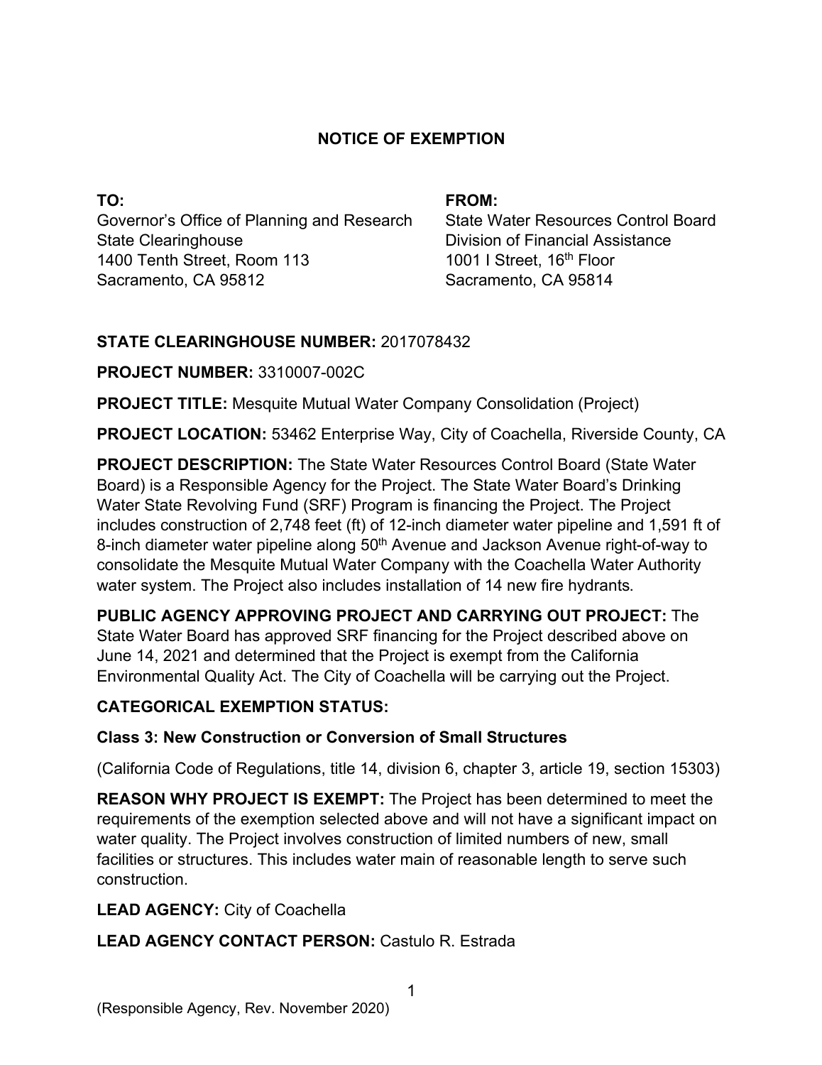# NOTICE OF EXEMPTION

**TO:**
Governor's Office of Planning and Research
State Clearinghouse
1400 Tenth Street, Room 113
Sacramento, CA 95812

**FROM:**
State Water Resources Control Board
Division of Financial Assistance
1001 I Street, 16th Floor
Sacramento, CA 95814

**STATE CLEARINGHOUSE NUMBER:** 2017078432

**PROJECT NUMBER:** 3310007-002C

**PROJECT TITLE:** Mesquite Mutual Water Company Consolidation (Project)

**PROJECT LOCATION:** 53462 Enterprise Way, City of Coachella, Riverside County, CA

**PROJECT DESCRIPTION:** The State Water Resources Control Board (State Water Board) is a Responsible Agency for the Project. The State Water Board's Drinking Water State Revolving Fund (SRF) Program is financing the Project. The Project includes construction of 2,748 feet (ft) of 12-inch diameter water pipeline and 1,591 ft of 8-inch diameter water pipeline along 50th Avenue and Jackson Avenue right-of-way to consolidate the Mesquite Mutual Water Company with the Coachella Water Authority water system. The Project also includes installation of 14 new fire hydrants.

**PUBLIC AGENCY APPROVING PROJECT AND CARRYING OUT PROJECT:** The State Water Board has approved SRF financing for the Project described above on June 14, 2021 and determined that the Project is exempt from the California Environmental Quality Act. The City of Coachella will be carrying out the Project.

**CATEGORICAL EXEMPTION STATUS:**

**Class 3: New Construction or Conversion of Small Structures**

(California Code of Regulations, title 14, division 6, chapter 3, article 19, section 15303)

**REASON WHY PROJECT IS EXEMPT:** The Project has been determined to meet the requirements of the exemption selected above and will not have a significant impact on water quality. The Project involves construction of limited numbers of new, small facilities or structures. This includes water main of reasonable length to serve such construction.

**LEAD AGENCY:** City of Coachella

**LEAD AGENCY CONTACT PERSON:** Castulo R. Estrada

(Responsible Agency, Rev. November 2020)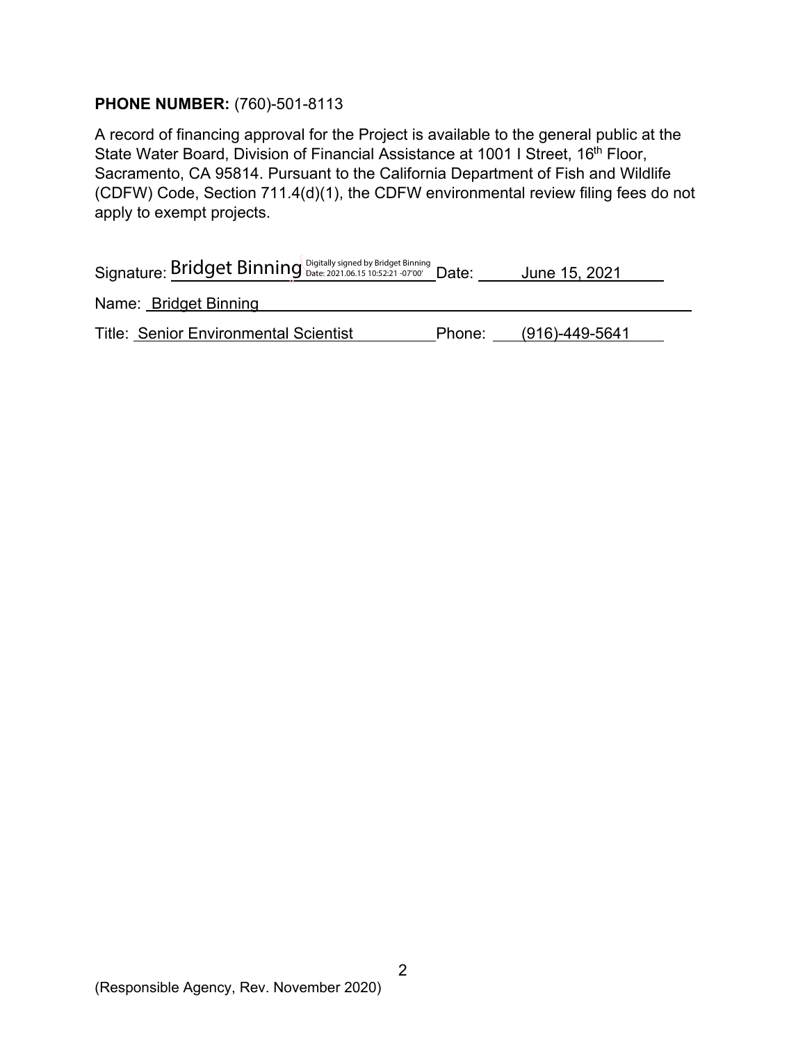**PHONE NUMBER:** (760)-501-8113

A record of financing approval for the Project is available to the general public at the State Water Board, Division of Financial Assistance at 1001 I Street, 16th Floor, Sacramento, CA 95814. Pursuant to the California Department of Fish and Wildlife (CDFW) Code, Section 711.4(d)(1), the CDFW environmental review filing fees do not apply to exempt projects.

Signature: Bridget Binning Digitally signed by Bridget Binning Date: 2021.06.15 10:52:21 -07'00' Date: June 15, 2021

Name: Bridget Binning

Title: Senior Environmental Scientist Phone: (916)-449-5641

(Responsible Agency, Rev. November 2020)